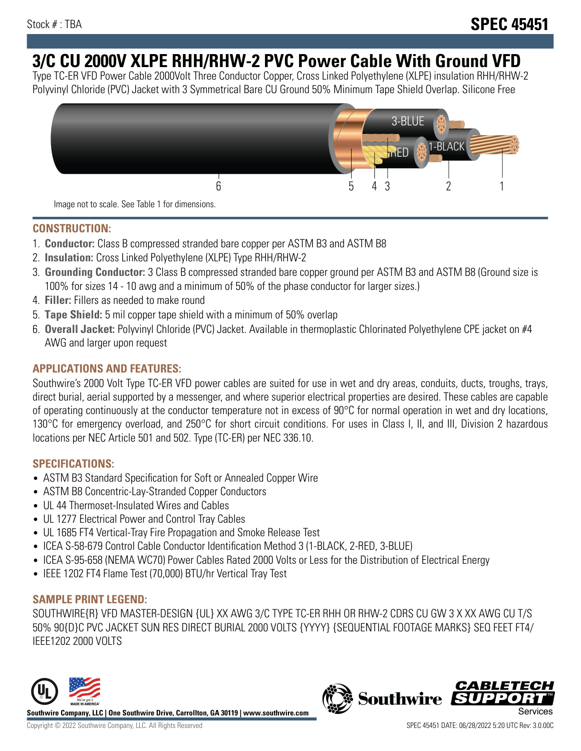Stock # : TBA

**SPEC 45451**

# 3/C CU 2000V XLPE RHH/RHW-2 PVC Power Cable With Ground VFD

Type TC-ER VFD Power Cable 2000Volt Three Conductor Copper, Cross Linked Polyethylene (XLPE) insulation RHH/RHW-2 Polyvinyl Chloride (PVC) Jacket with 3 Symmetrical Bare CU Ground 50% Minimum Tape Shield Overlap. Silicone Free

Image not to scale. See Table 1 for dimensions.

## CONSTRUCTION:

1. **Conductor:** Class B compressed stranded bare copper per ASTM B3 and ASTM B8
2. **Insulation:** Cross Linked Polyethylene (XLPE) Type RHH/RHW-2
3. **Grounding Conductor:** 3 Class B compressed stranded bare copper ground per ASTM B3 and ASTM B8 (Ground size is 100% for sizes 14 - 10 awg and a minimum of 50% of the phase conductor for larger sizes.)
4. **Filler:** Fillers as needed to make round
5. **Tape Shield:** 5 mil copper tape shield with a minimum of 50% overlap
6. **Overall Jacket:** Polyvinyl Chloride (PVC) Jacket. Available in thermoplastic Chlorinated Polyethylene CPE jacket on #4 AWG and larger upon request

## APPLICATIONS AND FEATURES:

Southwire's 2000 Volt Type TC-ER VFD power cables are suited for use in wet and dry areas, conduits, ducts, troughs, trays, direct burial, aerial supported by a messenger, and where superior electrical properties are desired. These cables are capable of operating continuously at the conductor temperature not in excess of 90°C for normal operation in wet and dry locations, 130°C for emergency overload, and 250°C for short circuit conditions. For uses in Class I, II, and III, Division 2 hazardous locations per NEC Article 501 and 502. Type (TC-ER) per NEC 336.10.

## SPECIFICATIONS:

- ASTM B3 Standard Specification for Soft or Annealed Copper Wire
- ASTM B8 Concentric-Lay-Stranded Copper Conductors
- UL 44 Thermoset-Insulated Wires and Cables
- UL 1277 Electrical Power and Control Tray Cables
- UL 1685 FT4 Vertical-Tray Fire Propagation and Smoke Release Test
- ICEA S-58-679 Control Cable Conductor Identification Method 3 (1-BLACK, 2-RED, 3-BLUE)
- ICEA S-95-658 (NEMA WC70) Power Cables Rated 2000 Volts or Less for the Distribution of Electrical Energy
- IEEE 1202 FT4 Flame Test (70,000) BTU/hr Vertical Tray Test

## SAMPLE PRINT LEGEND:

SOUTHWIRE{R} VFD MASTER-DESIGN {UL} XX AWG 3/C TYPE TC-ER RHH OR RHW-2 CDRS CU GW 3 X XX AWG CU T/S 50% 90{D}C PVC JACKET SUN RES DIRECT BURIAL 2000 VOLTS {YYYY} {SEQUENTIAL FOOTAGE MARKS} SEQ FEET FT4/ IEEE1202 2000 VOLTS

**Southwire Company, LLC | One Southwire Drive, Carrollton, GA 30119 | www.southwire.com**

Copyright © 2022 Southwire Company, LLC. All Rights Reserved

SPEC 45451 DATE: 06/28/2022 5:20 UTC Rev: 3.0.00C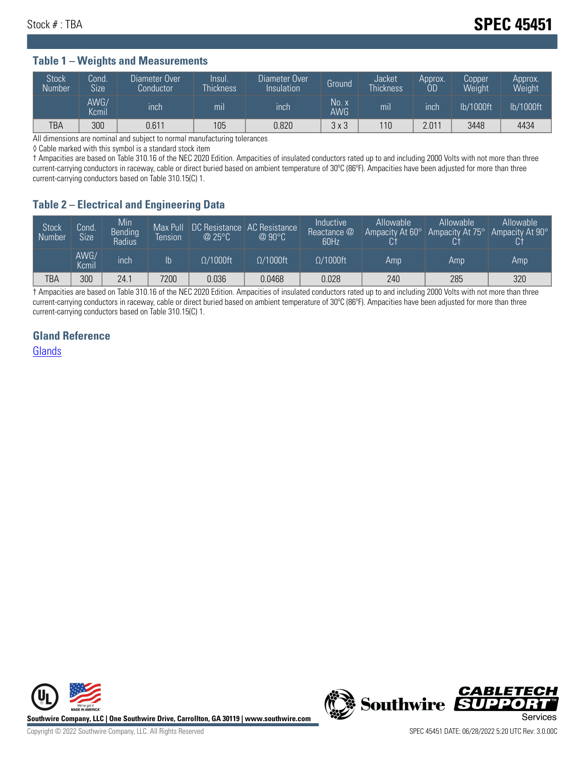Stock # : TBA

# SPEC 45451

## Table 1 – Weights and Measurements

| Stock Number | Cond. Size | Diameter Over Conductor | Insul. Thickness | Diameter Over Insulation | Ground | Jacket Thickness | Approx. OD | Copper Weight | Approx. Weight |
|---|---|---|---|---|---|---|---|---|---|
| | AWG/ Kcmil | inch | mil | inch | No. x AWG | mil | inch | lb/1000ft | lb/1000ft |
| TBA | 300 | 0.611 | 105 | 0.820 | 3 x 3 | 110 | 2.011 | 3448 | 4434 |

All dimensions are nominal and subject to normal manufacturing tolerances

◊ Cable marked with this symbol is a standard stock item

† Ampacities are based on Table 310.16 of the NEC 2020 Edition. Ampacities of insulated conductors rated up to and including 2000 Volts with not more than three current-carrying conductors in raceway, cable or direct buried based on ambient temperature of 30ºC (86ºF). Ampacities have been adjusted for more than three current-carrying conductors based on Table 310.15(C) 1.

## Table 2 – Electrical and Engineering Data

| Stock Number | Cond. Size | Min Bending Radius | Max Pull Tension | DC Resistance @ 25°C | AC Resistance @ 90°C | Inductive Reactance @ 60Hz | Allowable Ampacity At 60° C† | Allowable Ampacity At 75° C† | Allowable Ampacity At 90° C† |
|---|---|---|---|---|---|---|---|---|---|
| | AWG/ Kcmil | inch | lb | Ω/1000ft | Ω/1000ft | Ω/1000ft | Amp | Amp | Amp |
| TBA | 300 | 24.1 | 7200 | 0.036 | 0.0468 | 0.028 | 240 | 285 | 320 |

† Ampacities are based on Table 310.16 of the NEC 2020 Edition. Ampacities of insulated conductors rated up to and including 2000 Volts with not more than three current-carrying conductors in raceway, cable or direct buried based on ambient temperature of 30ºC (86ºF). Ampacities have been adjusted for more than three current-carrying conductors based on Table 310.15(C) 1.

## Gland Reference

Glands

Southwire Company, LLC | One Southwire Drive, Carrollton, GA 30119 | www.southwire.com

Copyright © 2022 Southwire Company, LLC. All Rights Reserved

SPEC 45451 DATE: 06/28/2022 5:20 UTC Rev: 3.0.00C